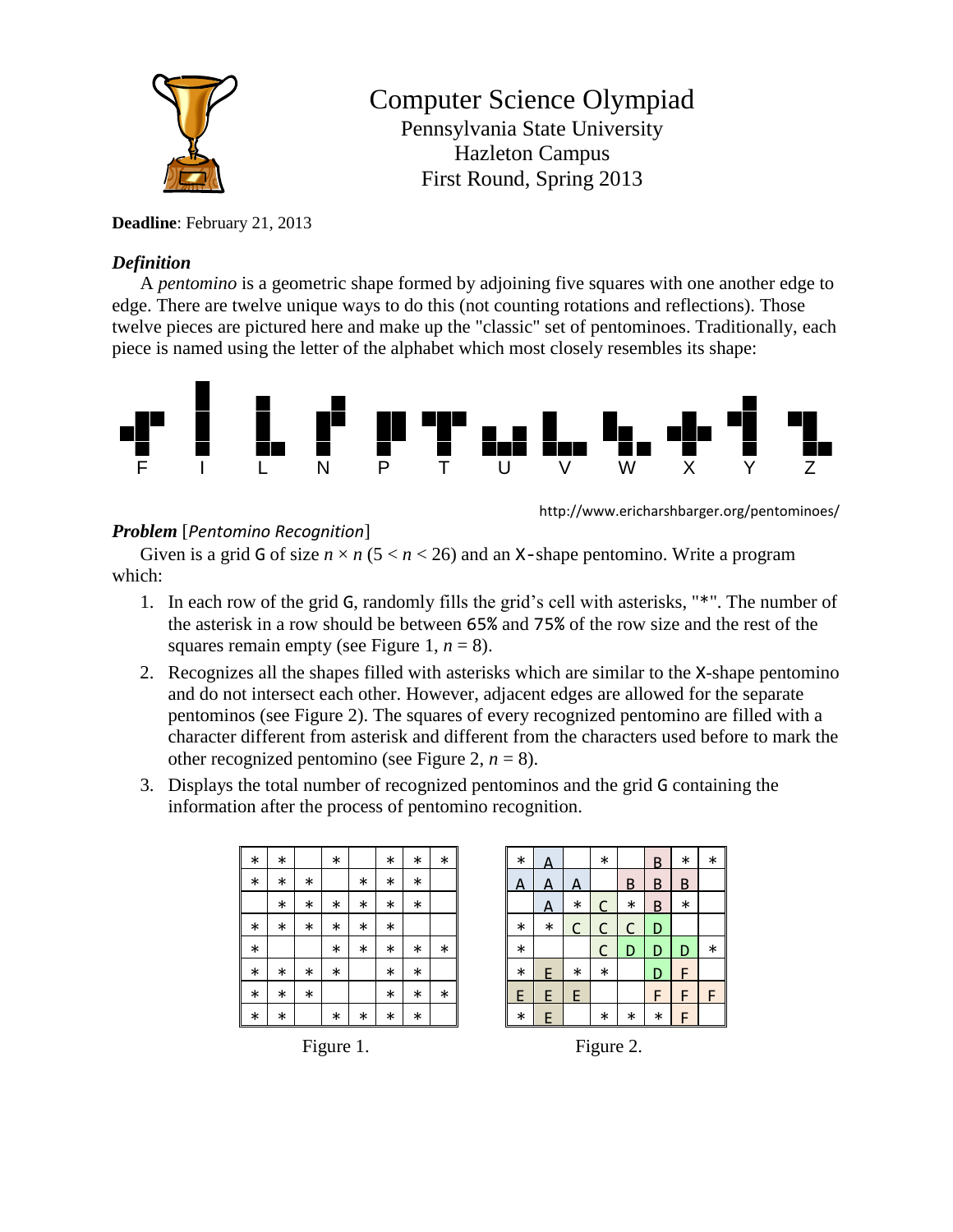# Computer Science Olympiad

Pennsylvania State University
Hazleton Campus
First Round, Spring 2013

**Deadline**: February 21, 2013

### *Definition*

A *pentomino* is a geometric shape formed by adjoining five squares with one another edge to edge. There are twelve unique ways to do this (not counting rotations and reflections). Those twelve pieces are pictured here and make up the "classic" set of pentominoes. Traditionally, each piece is named using the letter of the alphabet which most closely resembles its shape:

F I L N P T U V W X Y Z

http://www.ericharshbarger.org/pentominoes/

### *Problem* [*Pentomino Recognition*]

Given is a grid G of size $n \times n$ ($5 < n < 26$) and an X-shape pentomino. Write a program which:

1. In each row of the grid G, randomly fills the grid's cell with asterisks, "*". The number of the asterisk in a row should be between 65% and 75% of the row size and the rest of the squares remain empty (see Figure 1, $n = 8$).
2. Recognizes all the shapes filled with asterisks which are similar to the X-shape pentomino and do not intersect each other. However, adjacent edges are allowed for the separate pentominos (see Figure 2). The squares of every recognized pentomino are filled with a character different from asterisk and different from the characters used before to mark the other recognized pentomino (see Figure 2, $n = 8$).
3. Displays the total number of recognized pentominos and the grid G containing the information after the process of pentomino recognition.

| * | * |   | * |   | * | * | * |
|---|---|---|---|---|---|---|---|
| * | * | * |   | * | * | * |   |
|   | * | * | * | * | * | * |   |
| * | * | * | * | * | * |   |   |
| * |   |   | * | * | * | * | * |
| * | * | * | * |   | * | * |   |
| * | * | * |   |   | * | * | * |
| * | * |   | * | * | * | * |   |

Figure 1.

| * | A |   | * |   | B | * | * |
|---|---|---|---|---|---|---|---|
| A | A | A |   | B | B | B |   |
|   | A | * | C | * | B | * |   |
| * | * | C | C | C | D |   |   |
| * |   |   | C | D | D | D | * |
| * | E | * | * |   | D | F |   |
| E | E | E |   |   | F | F | F |
| * | E |   | * | * | * | F |   |

Figure 2.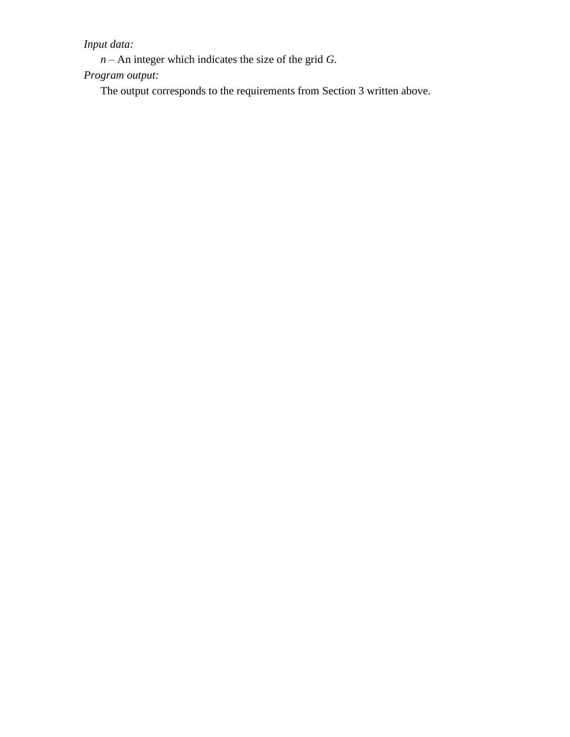*Input data:*

$n$ – An integer which indicates the size of the grid $G$.

*Program output:*

The output corresponds to the requirements from Section 3 written above.